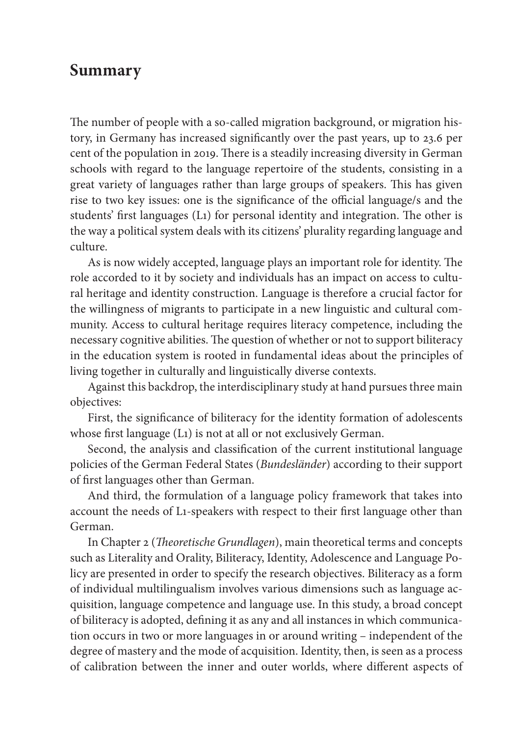# Summary

The number of people with a so-called migration background, or migration history, in Germany has increased significantly over the past years, up to 23.6 per cent of the population in 2019. There is a steadily increasing diversity in German schools with regard to the language repertoire of the students, consisting in a great variety of languages rather than large groups of speakers. This has given rise to two key issues: one is the significance of the official language/s and the students' first languages (L1) for personal identity and integration. The other is the way a political system deals with its citizens' plurality regarding language and culture.

As is now widely accepted, language plays an important role for identity. The role accorded to it by society and individuals has an impact on access to cultural heritage and identity construction. Language is therefore a crucial factor for the willingness of migrants to participate in a new linguistic and cultural community. Access to cultural heritage requires literacy competence, including the necessary cognitive abilities. The question of whether or not to support biliteracy in the education system is rooted in fundamental ideas about the principles of living together in culturally and linguistically diverse contexts.

Against this backdrop, the interdisciplinary study at hand pursues three main objectives:

First, the significance of biliteracy for the identity formation of adolescents whose first language (L1) is not at all or not exclusively German.

Second, the analysis and classification of the current institutional language policies of the German Federal States (*Bundesländer*) according to their support of first languages other than German.

And third, the formulation of a language policy framework that takes into account the needs of L1-speakers with respect to their first language other than German.

In Chapter 2 (*Theoretische Grundlagen*), main theoretical terms and concepts such as Literality and Orality, Biliteracy, Identity, Adolescence and Language Policy are presented in order to specify the research objectives. Biliteracy as a form of individual multilingualism involves various dimensions such as language acquisition, language competence and language use. In this study, a broad concept of biliteracy is adopted, defining it as any and all instances in which communication occurs in two or more languages in or around writing – independent of the degree of mastery and the mode of acquisition. Identity, then, is seen as a process of calibration between the inner and outer worlds, where different aspects of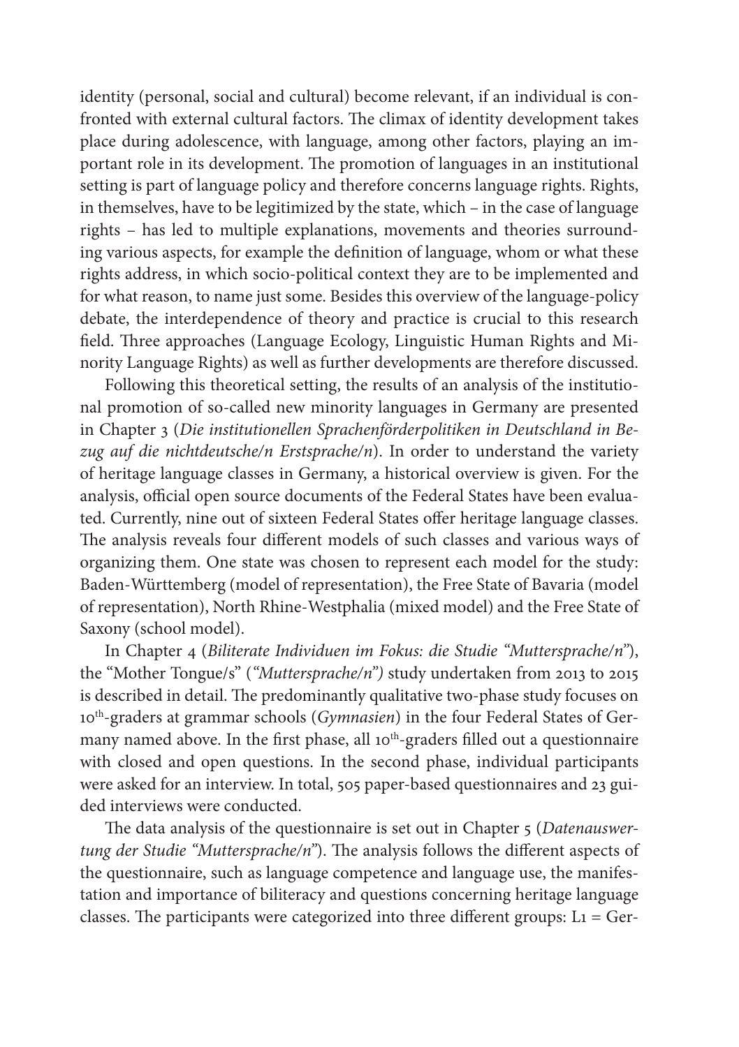identity (personal, social and cultural) become relevant, if an individual is confronted with external cultural factors. The climax of identity development takes place during adolescence, with language, among other factors, playing an important role in its development. The promotion of languages in an institutional setting is part of language policy and therefore concerns language rights. Rights, in themselves, have to be legitimized by the state, which – in the case of language rights – has led to multiple explanations, movements and theories surrounding various aspects, for example the definition of language, whom or what these rights address, in which socio-political context they are to be implemented and for what reason, to name just some. Besides this overview of the language-policy debate, the interdependence of theory and practice is crucial to this research field. Three approaches (Language Ecology, Linguistic Human Rights and Minority Language Rights) as well as further developments are therefore discussed.

Following this theoretical setting, the results of an analysis of the institutional promotion of so-called new minority languages in Germany are presented in Chapter 3 (*Die institutionellen Sprachenförderpolitiken in Deutschland in Bezug auf die nichtdeutsche/n Erstsprache/n*). In order to understand the variety of heritage language classes in Germany, a historical overview is given. For the analysis, official open source documents of the Federal States have been evaluated. Currently, nine out of sixteen Federal States offer heritage language classes. The analysis reveals four different models of such classes and various ways of organizing them. One state was chosen to represent each model for the study: Baden-Württemberg (model of representation), the Free State of Bavaria (model of representation), North Rhine-Westphalia (mixed model) and the Free State of Saxony (school model).

In Chapter 4 (*Biliterate Individuen im Fokus: die Studie "Muttersprache/n"*), the "Mother Tongue/s" (*"Muttersprache/n")* study undertaken from 2013 to 2015 is described in detail. The predominantly qualitative two-phase study focuses on 10th-graders at grammar schools (*Gymnasien*) in the four Federal States of Germany named above. In the first phase, all 10th-graders filled out a questionnaire with closed and open questions. In the second phase, individual participants were asked for an interview. In total, 505 paper-based questionnaires and 23 guided interviews were conducted.

The data analysis of the questionnaire is set out in Chapter 5 (*Datenauswertung der Studie "Muttersprache/n"*). The analysis follows the different aspects of the questionnaire, such as language competence and language use, the manifestation and importance of biliteracy and questions concerning heritage language classes. The participants were categorized into three different groups: L1 = Ger-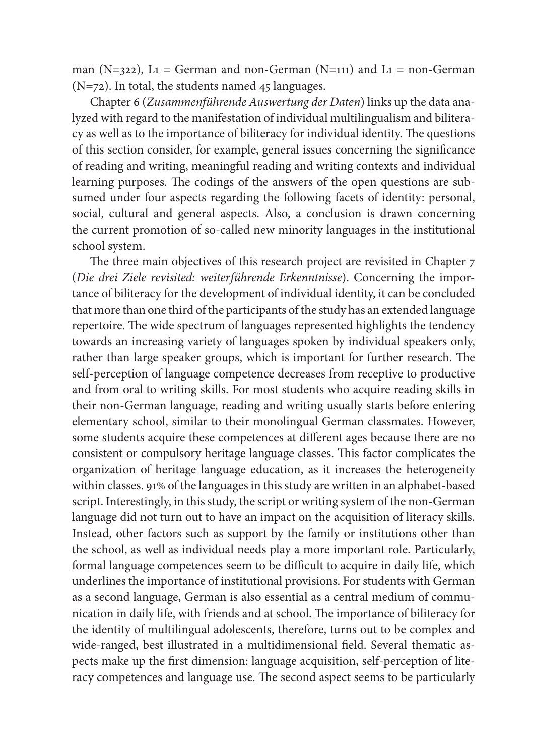man (N=322), L1 = German and non-German (N=111) and L1 = non-German (N=72). In total, the students named 45 languages.

Chapter 6 (*Zusammenführende Auswertung der Daten*) links up the data analyzed with regard to the manifestation of individual multilingualism and biliteracy as well as to the importance of biliteracy for individual identity. The questions of this section consider, for example, general issues concerning the significance of reading and writing, meaningful reading and writing contexts and individual learning purposes. The codings of the answers of the open questions are subsumed under four aspects regarding the following facets of identity: personal, social, cultural and general aspects. Also, a conclusion is drawn concerning the current promotion of so-called new minority languages in the institutional school system.

The three main objectives of this research project are revisited in Chapter 7 (*Die drei Ziele revisited: weiterführende Erkenntnisse*). Concerning the importance of biliteracy for the development of individual identity, it can be concluded that more than one third of the participants of the study has an extended language repertoire. The wide spectrum of languages represented highlights the tendency towards an increasing variety of languages spoken by individual speakers only, rather than large speaker groups, which is important for further research. The self-perception of language competence decreases from receptive to productive and from oral to writing skills. For most students who acquire reading skills in their non-German language, reading and writing usually starts before entering elementary school, similar to their monolingual German classmates. However, some students acquire these competences at different ages because there are no consistent or compulsory heritage language classes. This factor complicates the organization of heritage language education, as it increases the heterogeneity within classes. 91% of the languages in this study are written in an alphabet-based script. Interestingly, in this study, the script or writing system of the non-German language did not turn out to have an impact on the acquisition of literacy skills. Instead, other factors such as support by the family or institutions other than the school, as well as individual needs play a more important role. Particularly, formal language competences seem to be difficult to acquire in daily life, which underlines the importance of institutional provisions. For students with German as a second language, German is also essential as a central medium of communication in daily life, with friends and at school. The importance of biliteracy for the identity of multilingual adolescents, therefore, turns out to be complex and wide-ranged, best illustrated in a multidimensional field. Several thematic aspects make up the first dimension: language acquisition, self-perception of literacy competences and language use. The second aspect seems to be particularly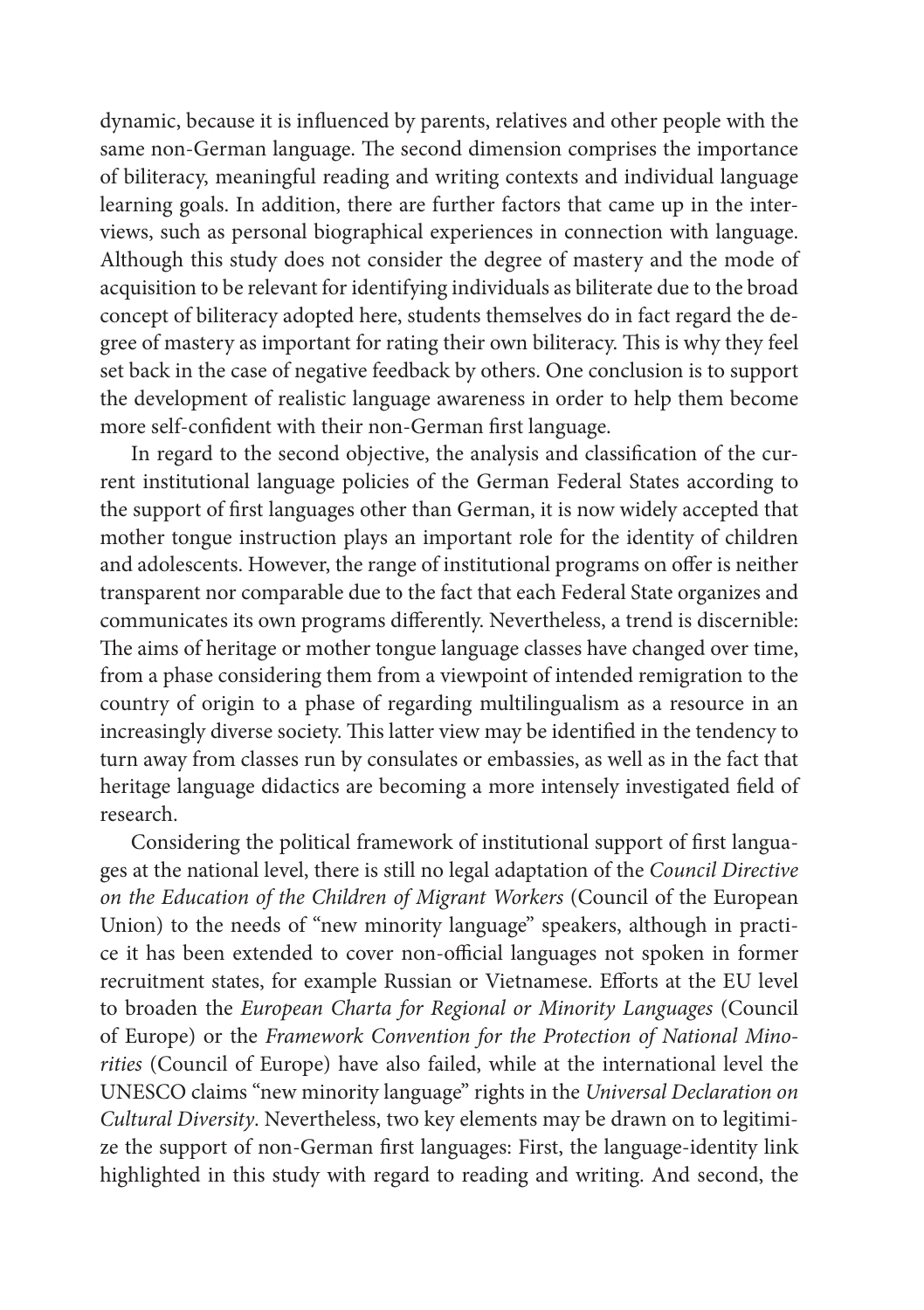dynamic, because it is influenced by parents, relatives and other people with the same non-German language. The second dimension comprises the importance of biliteracy, meaningful reading and writing contexts and individual language learning goals. In addition, there are further factors that came up in the interviews, such as personal biographical experiences in connection with language. Although this study does not consider the degree of mastery and the mode of acquisition to be relevant for identifying individuals as biliterate due to the broad concept of biliteracy adopted here, students themselves do in fact regard the degree of mastery as important for rating their own biliteracy. This is why they feel set back in the case of negative feedback by others. One conclusion is to support the development of realistic language awareness in order to help them become more self-confident with their non-German first language.

In regard to the second objective, the analysis and classification of the current institutional language policies of the German Federal States according to the support of first languages other than German, it is now widely accepted that mother tongue instruction plays an important role for the identity of children and adolescents. However, the range of institutional programs on offer is neither transparent nor comparable due to the fact that each Federal State organizes and communicates its own programs differently. Nevertheless, a trend is discernible: The aims of heritage or mother tongue language classes have changed over time, from a phase considering them from a viewpoint of intended remigration to the country of origin to a phase of regarding multilingualism as a resource in an increasingly diverse society. This latter view may be identified in the tendency to turn away from classes run by consulates or embassies, as well as in the fact that heritage language didactics are becoming a more intensely investigated field of research.

Considering the political framework of institutional support of first languages at the national level, there is still no legal adaptation of the *Council Directive on the Education of the Children of Migrant Workers* (Council of the European Union) to the needs of "new minority language" speakers, although in practice it has been extended to cover non-official languages not spoken in former recruitment states, for example Russian or Vietnamese. Efforts at the EU level to broaden the *European Charta for Regional or Minority Languages* (Council of Europe) or the *Framework Convention for the Protection of National Minorities* (Council of Europe) have also failed, while at the international level the UNESCO claims "new minority language" rights in the *Universal Declaration on Cultural Diversity*. Nevertheless, two key elements may be drawn on to legitimize the support of non-German first languages: First, the language-identity link highlighted in this study with regard to reading and writing. And second, the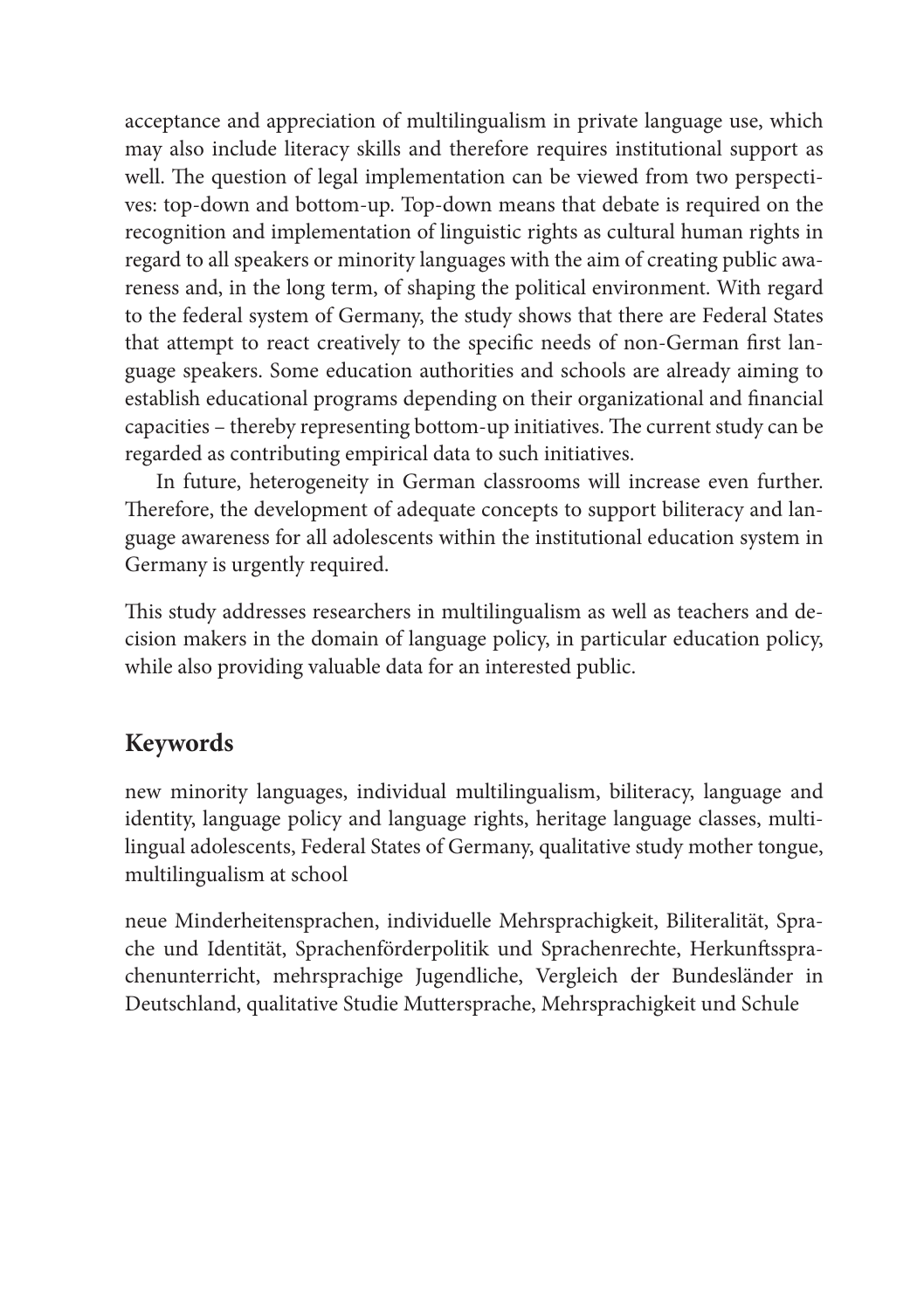acceptance and appreciation of multilingualism in private language use, which may also include literacy skills and therefore requires institutional support as well. The question of legal implementation can be viewed from two perspectives: top-down and bottom-up. Top-down means that debate is required on the recognition and implementation of linguistic rights as cultural human rights in regard to all speakers or minority languages with the aim of creating public awareness and, in the long term, of shaping the political environment. With regard to the federal system of Germany, the study shows that there are Federal States that attempt to react creatively to the specific needs of non-German first language speakers. Some education authorities and schools are already aiming to establish educational programs depending on their organizational and financial capacities – thereby representing bottom-up initiatives. The current study can be regarded as contributing empirical data to such initiatives.

In future, heterogeneity in German classrooms will increase even further. Therefore, the development of adequate concepts to support biliteracy and language awareness for all adolescents within the institutional education system in Germany is urgently required.

This study addresses researchers in multilingualism as well as teachers and decision makers in the domain of language policy, in particular education policy, while also providing valuable data for an interested public.

## Keywords

new minority languages, individual multilingualism, biliteracy, language and identity, language policy and language rights, heritage language classes, multilingual adolescents, Federal States of Germany, qualitative study mother tongue, multilingualism at school

neue Minderheitensprachen, individuelle Mehrsprachigkeit, Biliteralität, Sprache und Identität, Sprachenförderpolitik und Sprachenrechte, Herkunftssprachenunterricht, mehrsprachige Jugendliche, Vergleich der Bundesländer in Deutschland, qualitative Studie Muttersprache, Mehrsprachigkeit und Schule